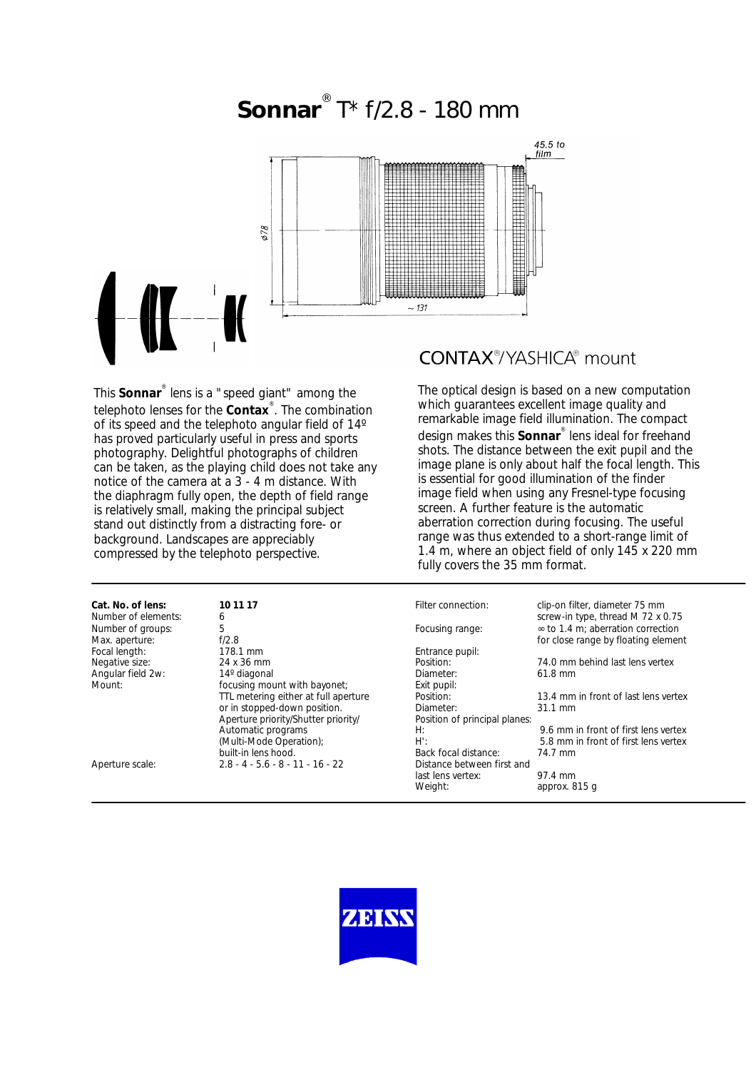# Sonnar® T* f/2.8 - 180 mm

45.5 to film

ø78

~ 131

## CONTAX®/YASHICA® mount

This **Sonnar®** lens is a "speed giant" among the telephoto lenses for the **Contax®**. The combination of its speed and the telephoto angular field of 14º has proved particularly useful in press and sports photography. Delightful photographs of children can be taken, as the playing child does not take any notice of the camera at a 3 - 4 m distance. With the diaphragm fully open, the depth of field range is relatively small, making the principal subject stand out distinctly from a distracting fore- or background. Landscapes are appreciably compressed by the telephoto perspective.

The optical design is based on a new computation which guarantees excellent image quality and remarkable image field illumination. The compact design makes this **Sonnar®** lens ideal for freehand shots. The distance between the exit pupil and the image plane is only about half the focal length. This is essential for good illumination of the finder image field when using any Fresnel-type focusing screen. A further feature is the automatic aberration correction during focusing. The useful range was thus extended to a short-range limit of 1.4 m, where an object field of only 145 x 220 mm fully covers the 35 mm format.

| | |
|---|---|
| **Cat. No. of lens:** | **10 11 17** |
| Number of elements: | 6 |
| Number of groups: | 5 |
| Max. aperture: | f/2.8 |
| Focal length: | 178.1 mm |
| Negative size: | 24 x 36 mm |
| Angular field 2w: | 14º diagonal |
| Mount: | focusing mount with bayonet; TTL metering either at full aperture or in stopped-down position. Aperture priority/Shutter priority/ Automatic programs (Multi-Mode Operation); built-in lens hood. |
| Aperture scale: | 2.8 - 4 - 5.6 - 8 - 11 - 16 - 22 |
| Filter connection: | clip-on filter, diameter 75 mm screw-in type, thread M 72 x 0.75 |
| Focusing range: | ∞ to 1.4 m; aberration correction for close range by floating element |
| Entrance pupil: | |
| Position: | 74.0 mm behind last lens vertex |
| Diameter: | 61.8 mm |
| Exit pupil: | |
| Position: | 13.4 mm in front of last lens vertex |
| Diameter: | 31.1 mm |
| Position of principal planes: | |
| H: | 9.6 mm in front of first lens vertex |
| H': | 5.8 mm in front of first lens vertex |
| Back focal distance: | 74.7 mm |
| Distance between first and last lens vertex: | 97.4 mm |
| Weight: | approx. 815 g |

ZEISS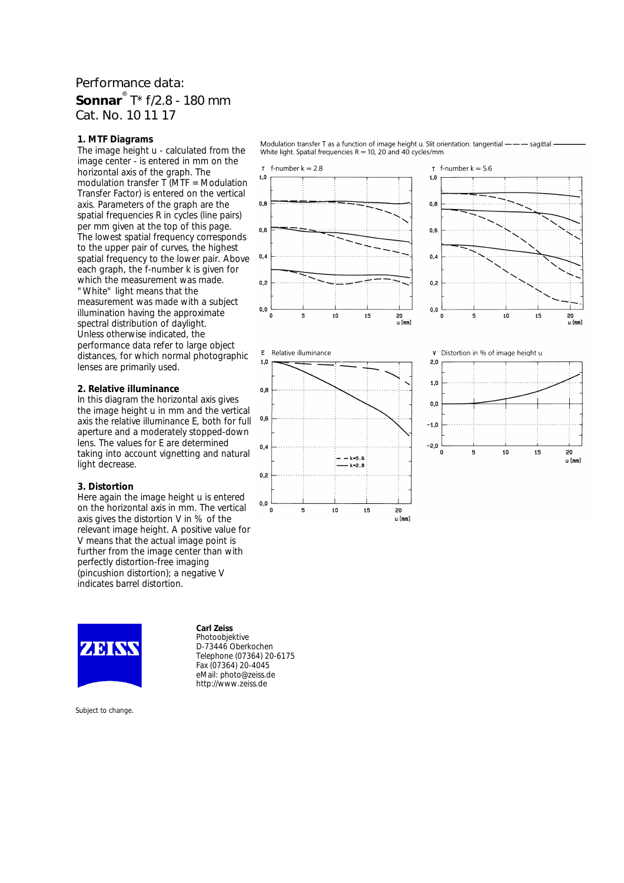Performance data:

**Sonnar**® T* f/2.8 - 180 mm

Cat. No. 10 11 17

### 1. MTF Diagrams

The image height u - calculated from the image center - is entered in mm on the horizontal axis of the graph. The modulation transfer T (MTF = Modulation Transfer Factor) is entered on the vertical axis. Parameters of the graph are the spatial frequencies R in cycles (line pairs) per mm given at the top of this page. The lowest spatial frequency corresponds to the upper pair of curves, the highest spatial frequency to the lower pair. Above each graph, the f-number k is given for which the measurement was made. "White" light means that the measurement was made with a subject illumination having the approximate spectral distribution of daylight.
Unless otherwise indicated, the performance data refer to large object distances, for which normal photographic lenses are primarily used.

### 2. Relative illuminance

In this diagram the horizontal axis gives the image height u in mm and the vertical axis the relative illuminance E, both for full aperture and a moderately stopped-down lens. The values for E are determined taking into account vignetting and natural light decrease.

### 3. Distortion

Here again the image height u is entered on the horizontal axis in mm. The vertical axis gives the distortion V in % of the relevant image height. A positive value for V means that the actual image point is further from the image center than with perfectly distortion-free imaging (pincushion distortion); a negative V indicates barrel distortion.

Modulation transfer T as a function of image height u. Slit orientation: tangential – – – sagittal ——
White light. Spatial frequencies R = 10, 20 and 40 cycles/mm

T f-number k = 2.8
1,0
0,8
0,6
0,4
0,2
0,0
0 5 10 15 20
u [mm]

T f-number k = 5.6
1,0
0,8
0,6
0,4
0,2
0,0
0 5 10 15 20
u [mm]

E Relative illuminance
1,0
0,8
0,6
0,4
0,2
0,0
0 5 10 15 20
u [mm]
k=5.6
k=2.8

V Distortion in % of image height u
2,0
1,0
0,0
-1,0
-2,0
0 5 10 15 20
u [mm]

**Carl Zeiss**
Photoobjektive
D-73446 Oberkochen
Telephone (07364) 20-6175
Fax (07364) 20-4045
eMail: photo@zeiss.de
http://www.zeiss.de

Subject to change.